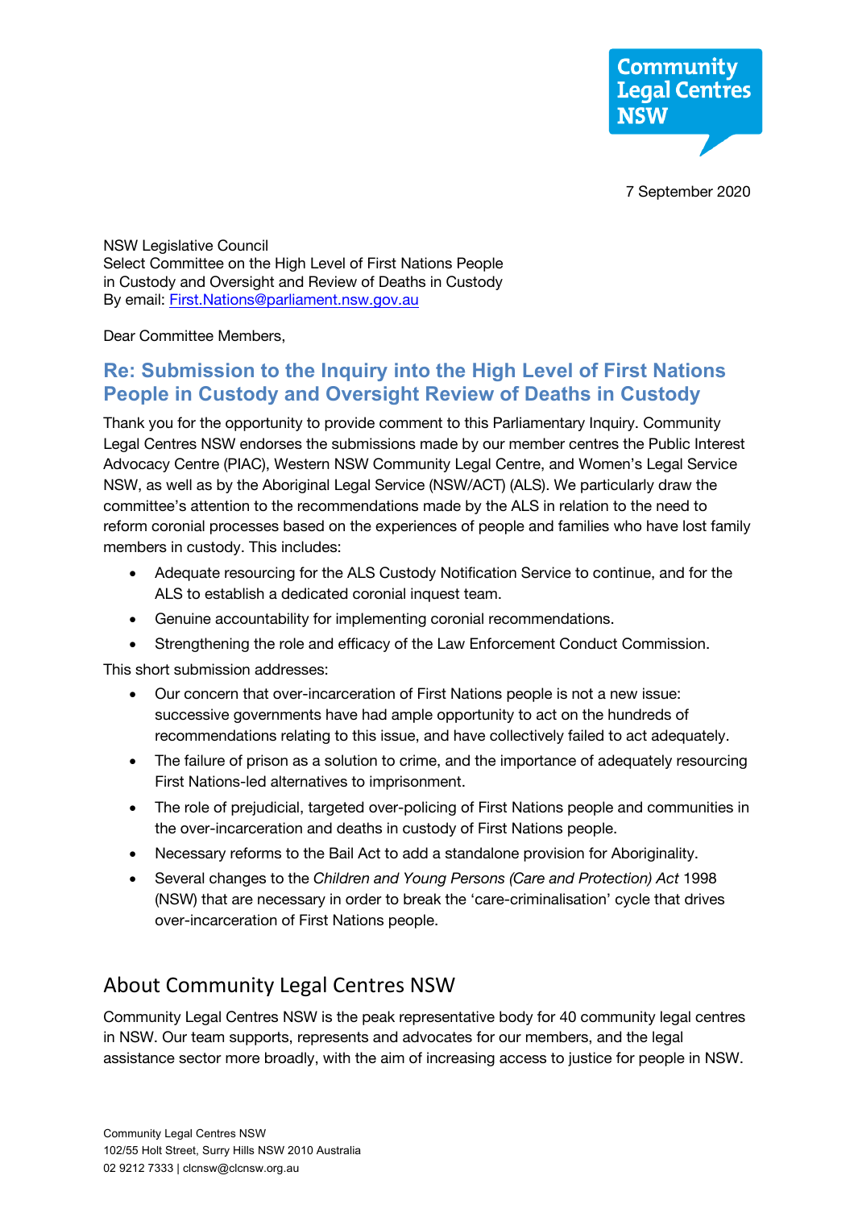Community Legal Centres NSW

7 September 2020

NSW Legislative Council
Select Committee on the High Level of First Nations People in Custody and Oversight and Review of Deaths in Custody
By email: First.Nations@parliament.nsw.gov.au

Dear Committee Members,

## Re: Submission to the Inquiry into the High Level of First Nations People in Custody and Oversight Review of Deaths in Custody

Thank you for the opportunity to provide comment to this Parliamentary Inquiry. Community Legal Centres NSW endorses the submissions made by our member centres the Public Interest Advocacy Centre (PIAC), Western NSW Community Legal Centre, and Women's Legal Service NSW, as well as by the Aboriginal Legal Service (NSW/ACT) (ALS). We particularly draw the committee's attention to the recommendations made by the ALS in relation to the need to reform coronial processes based on the experiences of people and families who have lost family members in custody. This includes:

- Adequate resourcing for the ALS Custody Notification Service to continue, and for the ALS to establish a dedicated coronial inquest team.
- Genuine accountability for implementing coronial recommendations.
- Strengthening the role and efficacy of the Law Enforcement Conduct Commission.

This short submission addresses:

- Our concern that over-incarceration of First Nations people is not a new issue: successive governments have had ample opportunity to act on the hundreds of recommendations relating to this issue, and have collectively failed to act adequately.
- The failure of prison as a solution to crime, and the importance of adequately resourcing First Nations-led alternatives to imprisonment.
- The role of prejudicial, targeted over-policing of First Nations people and communities in the over-incarceration and deaths in custody of First Nations people.
- Necessary reforms to the Bail Act to add a standalone provision for Aboriginality.
- Several changes to the *Children and Young Persons (Care and Protection) Act* 1998 (NSW) that are necessary in order to break the 'care-criminalisation' cycle that drives over-incarceration of First Nations people.

## About Community Legal Centres NSW

Community Legal Centres NSW is the peak representative body for 40 community legal centres in NSW. Our team supports, represents and advocates for our members, and the legal assistance sector more broadly, with the aim of increasing access to justice for people in NSW.

Community Legal Centres NSW
102/55 Holt Street, Surry Hills NSW 2010 Australia
02 9212 7333 | clcnsw@clcnsw.org.au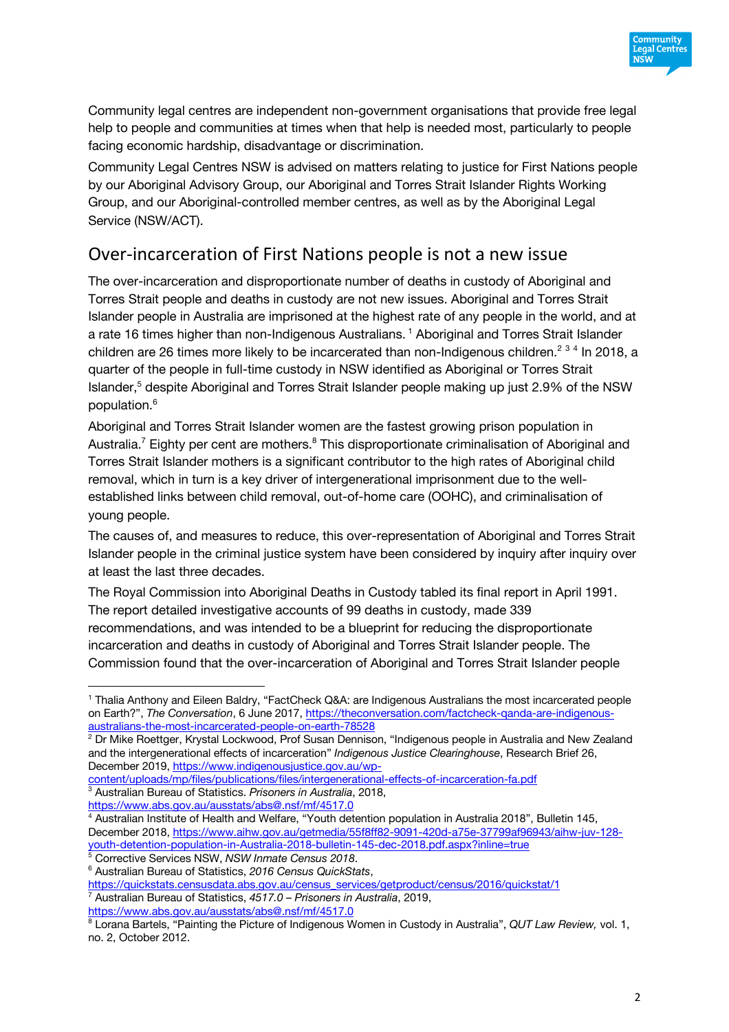Community legal centres are independent non-government organisations that provide free legal help to people and communities at times when that help is needed most, particularly to people facing economic hardship, disadvantage or discrimination.

Community Legal Centres NSW is advised on matters relating to justice for First Nations people by our Aboriginal Advisory Group, our Aboriginal and Torres Strait Islander Rights Working Group, and our Aboriginal-controlled member centres, as well as by the Aboriginal Legal Service (NSW/ACT).

## Over-incarceration of First Nations people is not a new issue

The over-incarceration and disproportionate number of deaths in custody of Aboriginal and Torres Strait people and deaths in custody are not new issues. Aboriginal and Torres Strait Islander people in Australia are imprisoned at the highest rate of any people in the world, and at a rate 16 times higher than non-Indigenous Australians.[1] Aboriginal and Torres Strait Islander children are 26 times more likely to be incarcerated than non-Indigenous children.[2] [3] [4] In 2018, a quarter of the people in full-time custody in NSW identified as Aboriginal or Torres Strait Islander,[5] despite Aboriginal and Torres Strait Islander people making up just 2.9% of the NSW population.[6]

Aboriginal and Torres Strait Islander women are the fastest growing prison population in Australia.[7] Eighty per cent are mothers.[8] This disproportionate criminalisation of Aboriginal and Torres Strait Islander mothers is a significant contributor to the high rates of Aboriginal child removal, which in turn is a key driver of intergenerational imprisonment due to the well-established links between child removal, out-of-home care (OOHC), and criminalisation of young people.

The causes of, and measures to reduce, this over-representation of Aboriginal and Torres Strait Islander people in the criminal justice system have been considered by inquiry after inquiry over at least the last three decades.

The Royal Commission into Aboriginal Deaths in Custody tabled its final report in April 1991. The report detailed investigative accounts of 99 deaths in custody, made 339 recommendations, and was intended to be a blueprint for reducing the disproportionate incarceration and deaths in custody of Aboriginal and Torres Strait Islander people. The Commission found that the over-incarceration of Aboriginal and Torres Strait Islander people

---

[1] Thalia Anthony and Eileen Baldry, "FactCheck Q&A: are Indigenous Australians the most incarcerated people on Earth?", *The Conversation*, 6 June 2017, https://theconversation.com/factcheck-qanda-are-indigenous-australians-the-most-incarcerated-people-on-earth-78528

[2] Dr Mike Roettger, Krystal Lockwood, Prof Susan Dennison, "Indigenous people in Australia and New Zealand and the intergenerational effects of incarceration" *Indigenous Justice Clearinghouse*, Research Brief 26, December 2019, https://www.indigenousjustice.gov.au/wp-content/uploads/mp/files/publications/files/intergenerational-effects-of-incarceration-fa.pdf

[3] Australian Bureau of Statistics. *Prisoners in Australia*, 2018, https://www.abs.gov.au/ausstats/abs@.nsf/mf/4517.0

[4] Australian Institute of Health and Welfare, "Youth detention population in Australia 2018", Bulletin 145, December 2018, https://www.aihw.gov.au/getmedia/55f8ff82-9091-420d-a75e-37799af96943/aihw-juv-128-youth-detention-population-in-Australia-2018-bulletin-145-dec-2018.pdf.aspx?inline=true

[5] Corrective Services NSW, *NSW Inmate Census 2018*.

[6] Australian Bureau of Statistics, *2016 Census QuickStats*, https://quickstats.censusdata.abs.gov.au/census_services/getproduct/census/2016/quickstat/1

[7] Australian Bureau of Statistics, *4517.0 – Prisoners in Australia*, 2019, https://www.abs.gov.au/ausstats/abs@.nsf/mf/4517.0

[8] Lorana Bartels, "Painting the Picture of Indigenous Women in Custody in Australia", *QUT Law Review*, vol. 1, no. 2, October 2012.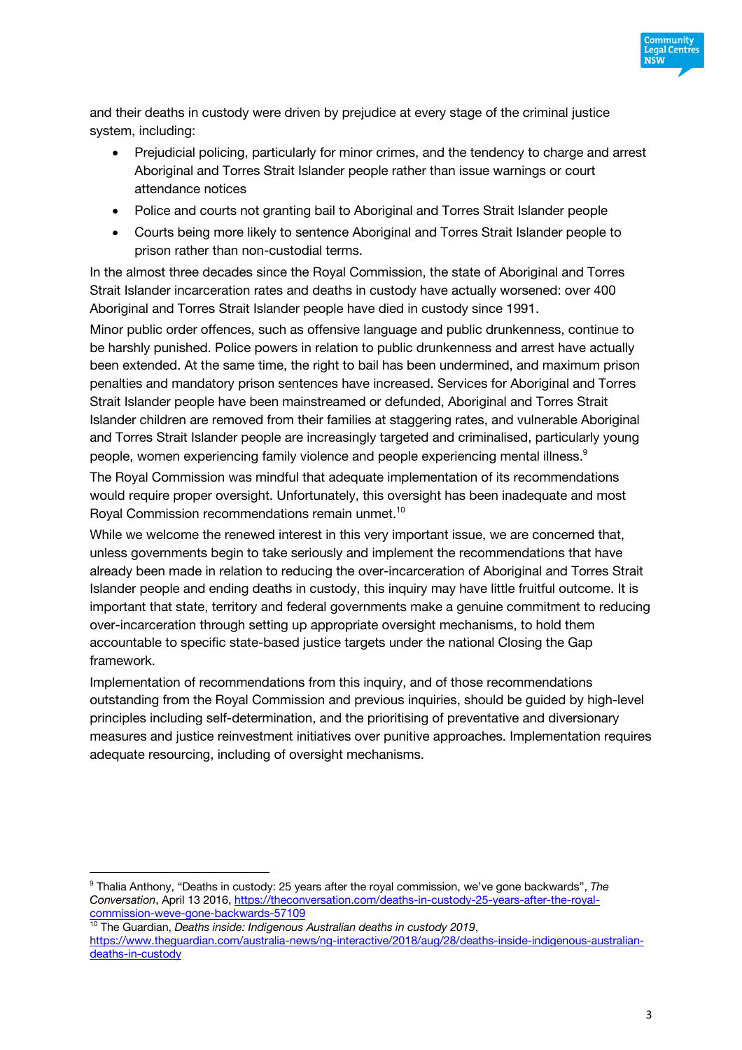and their deaths in custody were driven by prejudice at every stage of the criminal justice system, including:

- Prejudicial policing, particularly for minor crimes, and the tendency to charge and arrest Aboriginal and Torres Strait Islander people rather than issue warnings or court attendance notices
- Police and courts not granting bail to Aboriginal and Torres Strait Islander people
- Courts being more likely to sentence Aboriginal and Torres Strait Islander people to prison rather than non-custodial terms.

In the almost three decades since the Royal Commission, the state of Aboriginal and Torres Strait Islander incarceration rates and deaths in custody have actually worsened: over 400 Aboriginal and Torres Strait Islander people have died in custody since 1991.

Minor public order offences, such as offensive language and public drunkenness, continue to be harshly punished. Police powers in relation to public drunkenness and arrest have actually been extended. At the same time, the right to bail has been undermined, and maximum prison penalties and mandatory prison sentences have increased. Services for Aboriginal and Torres Strait Islander people have been mainstreamed or defunded, Aboriginal and Torres Strait Islander children are removed from their families at staggering rates, and vulnerable Aboriginal and Torres Strait Islander people are increasingly targeted and criminalised, particularly young people, women experiencing family violence and people experiencing mental illness.[9]

The Royal Commission was mindful that adequate implementation of its recommendations would require proper oversight. Unfortunately, this oversight has been inadequate and most Royal Commission recommendations remain unmet.[10]

While we welcome the renewed interest in this very important issue, we are concerned that, unless governments begin to take seriously and implement the recommendations that have already been made in relation to reducing the over-incarceration of Aboriginal and Torres Strait Islander people and ending deaths in custody, this inquiry may have little fruitful outcome. It is important that state, territory and federal governments make a genuine commitment to reducing over-incarceration through setting up appropriate oversight mechanisms, to hold them accountable to specific state-based justice targets under the national Closing the Gap framework.

Implementation of recommendations from this inquiry, and of those recommendations outstanding from the Royal Commission and previous inquiries, should be guided by high-level principles including self-determination, and the prioritising of preventative and diversionary measures and justice reinvestment initiatives over punitive approaches. Implementation requires adequate resourcing, including of oversight mechanisms.

---

[9] Thalia Anthony, "Deaths in custody: 25 years after the royal commission, we've gone backwards", *The Conversation*, April 13 2016, https://theconversation.com/deaths-in-custody-25-years-after-the-royal-commission-weve-gone-backwards-57109

[10] The Guardian, *Deaths inside: Indigenous Australian deaths in custody 2019*, https://www.theguardian.com/australia-news/ng-interactive/2018/aug/28/deaths-inside-indigenous-australian-deaths-in-custody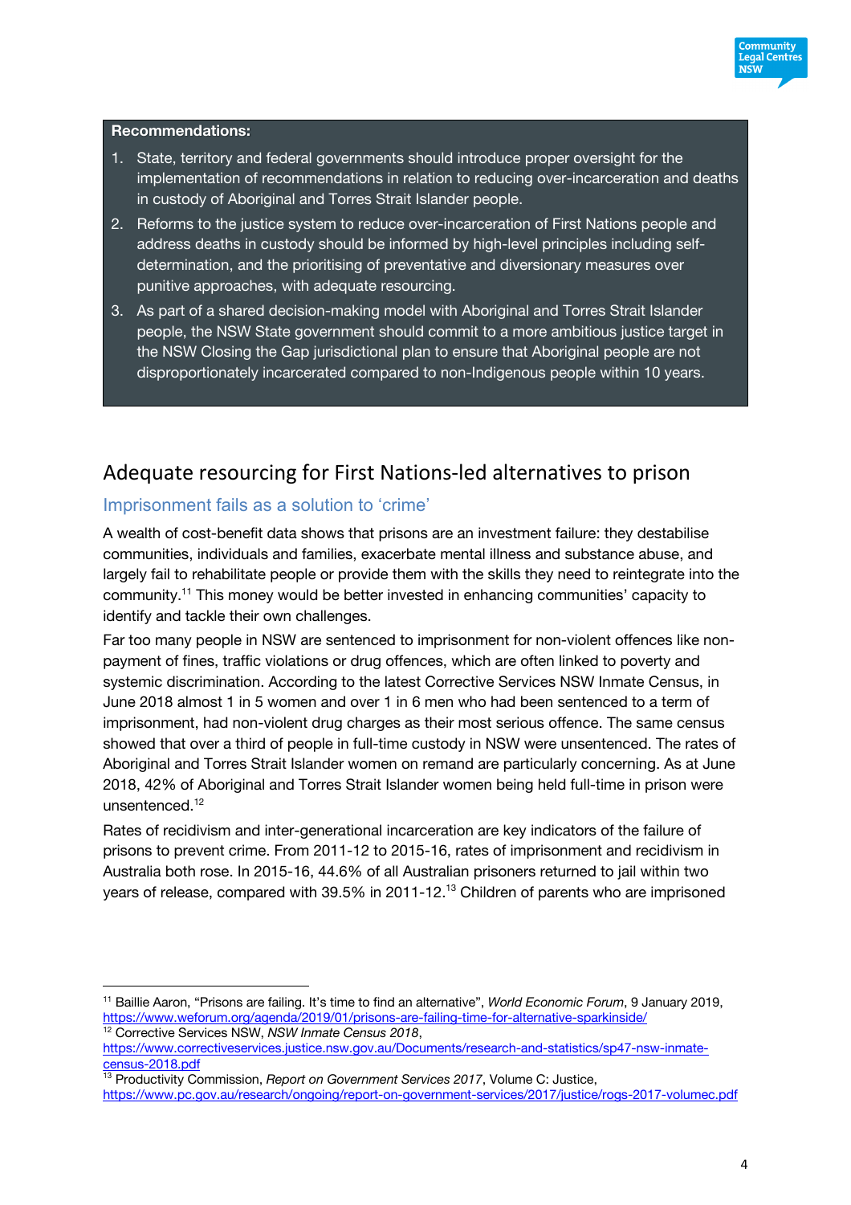**Recommendations:**

1. State, territory and federal governments should introduce proper oversight for the implementation of recommendations in relation to reducing over-incarceration and deaths in custody of Aboriginal and Torres Strait Islander people.
2. Reforms to the justice system to reduce over-incarceration of First Nations people and address deaths in custody should be informed by high-level principles including self-determination, and the prioritising of preventative and diversionary measures over punitive approaches, with adequate resourcing.
3. As part of a shared decision-making model with Aboriginal and Torres Strait Islander people, the NSW State government should commit to a more ambitious justice target in the NSW Closing the Gap jurisdictional plan to ensure that Aboriginal people are not disproportionately incarcerated compared to non-Indigenous people within 10 years.

## Adequate resourcing for First Nations-led alternatives to prison

### Imprisonment fails as a solution to 'crime'

A wealth of cost-benefit data shows that prisons are an investment failure: they destabilise communities, individuals and families, exacerbate mental illness and substance abuse, and largely fail to rehabilitate people or provide them with the skills they need to reintegrate into the community.[11] This money would be better invested in enhancing communities' capacity to identify and tackle their own challenges.

Far too many people in NSW are sentenced to imprisonment for non-violent offences like non-payment of fines, traffic violations or drug offences, which are often linked to poverty and systemic discrimination. According to the latest Corrective Services NSW Inmate Census, in June 2018 almost 1 in 5 women and over 1 in 6 men who had been sentenced to a term of imprisonment, had non-violent drug charges as their most serious offence. The same census showed that over a third of people in full-time custody in NSW were unsentenced. The rates of Aboriginal and Torres Strait Islander women on remand are particularly concerning. As at June 2018, 42% of Aboriginal and Torres Strait Islander women being held full-time in prison were unsentenced.[12]

Rates of recidivism and inter-generational incarceration are key indicators of the failure of prisons to prevent crime. From 2011-12 to 2015-16, rates of imprisonment and recidivism in Australia both rose. In 2015-16, 44.6% of all Australian prisoners returned to jail within two years of release, compared with 39.5% in 2011-12.[13] Children of parents who are imprisoned

---

[11] Baillie Aaron, "Prisons are failing. It's time to find an alternative", *World Economic Forum*, 9 January 2019, https://www.weforum.org/agenda/2019/01/prisons-are-failing-time-for-alternative-sparkinside/

[12] Corrective Services NSW, *NSW Inmate Census 2018*, https://www.correctiveservices.justice.nsw.gov.au/Documents/research-and-statistics/sp47-nsw-inmate-census-2018.pdf

[13] Productivity Commission, *Report on Government Services 2017*, Volume C: Justice, https://www.pc.gov.au/research/ongoing/report-on-government-services/2017/justice/rogs-2017-volumec.pdf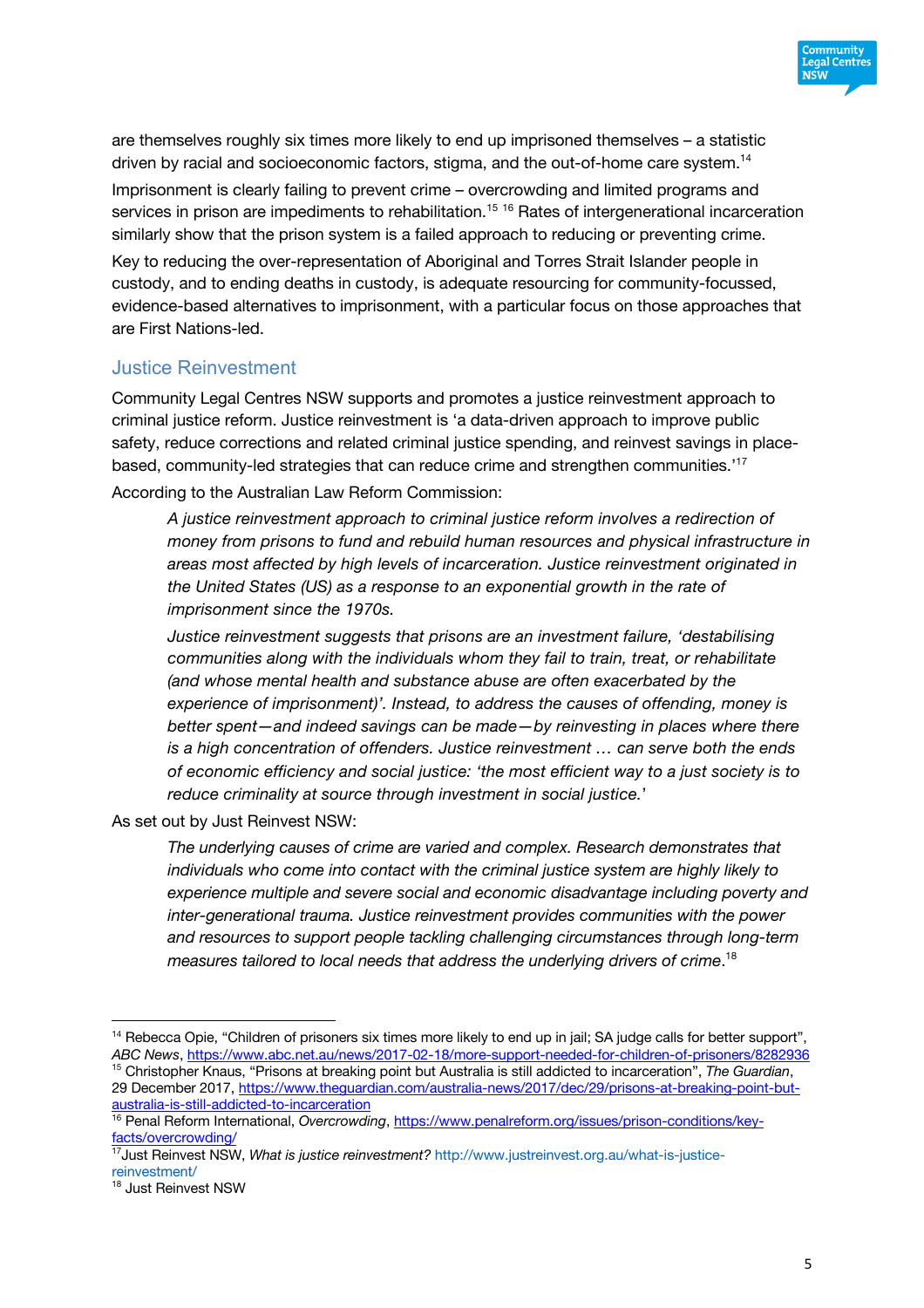are themselves roughly six times more likely to end up imprisoned themselves – a statistic driven by racial and socioeconomic factors, stigma, and the out-of-home care system.[14]

Imprisonment is clearly failing to prevent crime – overcrowding and limited programs and services in prison are impediments to rehabilitation.[15] [16] Rates of intergenerational incarceration similarly show that the prison system is a failed approach to reducing or preventing crime.

Key to reducing the over-representation of Aboriginal and Torres Strait Islander people in custody, and to ending deaths in custody, is adequate resourcing for community-focussed, evidence-based alternatives to imprisonment, with a particular focus on those approaches that are First Nations-led.

## Justice Reinvestment

Community Legal Centres NSW supports and promotes a justice reinvestment approach to criminal justice reform. Justice reinvestment is 'a data-driven approach to improve public safety, reduce corrections and related criminal justice spending, and reinvest savings in place-based, community-led strategies that can reduce crime and strengthen communities.'[17]

According to the Australian Law Reform Commission:

> *A justice reinvestment approach to criminal justice reform involves a redirection of money from prisons to fund and rebuild human resources and physical infrastructure in areas most affected by high levels of incarceration. Justice reinvestment originated in the United States (US) as a response to an exponential growth in the rate of imprisonment since the 1970s.*
>
> *Justice reinvestment suggests that prisons are an investment failure, 'destabilising communities along with the individuals whom they fail to train, treat, or rehabilitate (and whose mental health and substance abuse are often exacerbated by the experience of imprisonment)'. Instead, to address the causes of offending, money is better spent—and indeed savings can be made—by reinvesting in places where there is a high concentration of offenders. Justice reinvestment … can serve both the ends of economic efficiency and social justice: 'the most efficient way to a just society is to reduce criminality at source through investment in social justice.'*

As set out by Just Reinvest NSW:

> *The underlying causes of crime are varied and complex. Research demonstrates that individuals who come into contact with the criminal justice system are highly likely to experience multiple and severe social and economic disadvantage including poverty and inter-generational trauma. Justice reinvestment provides communities with the power and resources to support people tackling challenging circumstances through long-term measures tailored to local needs that address the underlying drivers of crime*.[18]

---

[14] Rebecca Opie, "Children of prisoners six times more likely to end up in jail; SA judge calls for better support", *ABC News*, https://www.abc.net.au/news/2017-02-18/more-support-needed-for-children-of-prisoners/8282936

[15] Christopher Knaus, "Prisons at breaking point but Australia is still addicted to incarceration", *The Guardian*, 29 December 2017, https://www.theguardian.com/australia-news/2017/dec/29/prisons-at-breaking-point-but-australia-is-still-addicted-to-incarceration

[16] Penal Reform International, *Overcrowding*, https://www.penalreform.org/issues/prison-conditions/key-facts/overcrowding/

[17] Just Reinvest NSW, *What is justice reinvestment?* http://www.justreinvest.org.au/what-is-justice-reinvestment/

[18] Just Reinvest NSW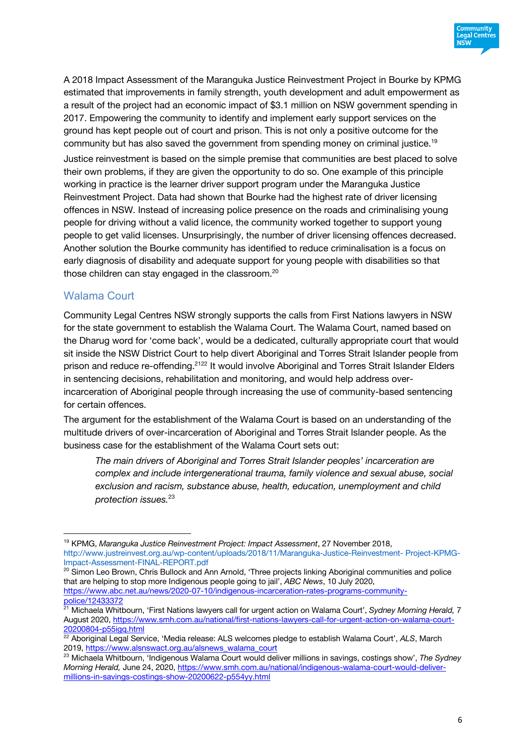A 2018 Impact Assessment of the Maranguka Justice Reinvestment Project in Bourke by KPMG estimated that improvements in family strength, youth development and adult empowerment as a result of the project had an economic impact of $3.1 million on NSW government spending in 2017. Empowering the community to identify and implement early support services on the ground has kept people out of court and prison. This is not only a positive outcome for the community but has also saved the government from spending money on criminal justice.[19]

Justice reinvestment is based on the simple premise that communities are best placed to solve their own problems, if they are given the opportunity to do so. One example of this principle working in practice is the learner driver support program under the Maranguka Justice Reinvestment Project. Data had shown that Bourke had the highest rate of driver licensing offences in NSW. Instead of increasing police presence on the roads and criminalising young people for driving without a valid licence, the community worked together to support young people to get valid licenses. Unsurprisingly, the number of driver licensing offences decreased. Another solution the Bourke community has identified to reduce criminalisation is a focus on early diagnosis of disability and adequate support for young people with disabilities so that those children can stay engaged in the classroom.[20]

## Walama Court

Community Legal Centres NSW strongly supports the calls from First Nations lawyers in NSW for the state government to establish the Walama Court. The Walama Court, named based on the Dharug word for 'come back', would be a dedicated, culturally appropriate court that would sit inside the NSW District Court to help divert Aboriginal and Torres Strait Islander people from prison and reduce re-offending.[21][22] It would involve Aboriginal and Torres Strait Islander Elders in sentencing decisions, rehabilitation and monitoring, and would help address over-incarceration of Aboriginal people through increasing the use of community-based sentencing for certain offences.

The argument for the establishment of the Walama Court is based on an understanding of the multitude drivers of over-incarceration of Aboriginal and Torres Strait Islander people. As the business case for the establishment of the Walama Court sets out:

> *The main drivers of Aboriginal and Torres Strait Islander peoples' incarceration are complex and include intergenerational trauma, family violence and sexual abuse, social exclusion and racism, substance abuse, health, education, unemployment and child protection issues.*[23]

---

[19] KPMG, *Maranguka Justice Reinvestment Project: Impact Assessment*, 27 November 2018, http://www.justreinvest.org.au/wp-content/uploads/2018/11/Maranguka-Justice-Reinvestment- Project-KPMG-Impact-Assessment-FINAL-REPORT.pdf

[20] Simon Leo Brown, Chris Bullock and Ann Arnold, 'Three projects linking Aboriginal communities and police that are helping to stop more Indigenous people going to jail', *ABC News*, 10 July 2020, https://www.abc.net.au/news/2020-07-10/indigenous-incarceration-rates-programs-community-police/12433372

[21] Michaela Whitbourn, 'First Nations lawyers call for urgent action on Walama Court', *Sydney Morning Herald,* 7 August 2020, https://www.smh.com.au/national/first-nations-lawyers-call-for-urgent-action-on-walama-court-20200804-p55igq.html

[22] Aboriginal Legal Service, 'Media release: ALS welcomes pledge to establish Walama Court', *ALS*, March 2019, https://www.alsnswact.org.au/alsnews_walama_court

[23] Michaela Whitbourn, 'Indigenous Walama Court would deliver millions in savings, costings show', *The Sydney Morning Herald,* June 24, 2020, https://www.smh.com.au/national/indigenous-walama-court-would-deliver-millions-in-savings-costings-show-20200622-p554yy.html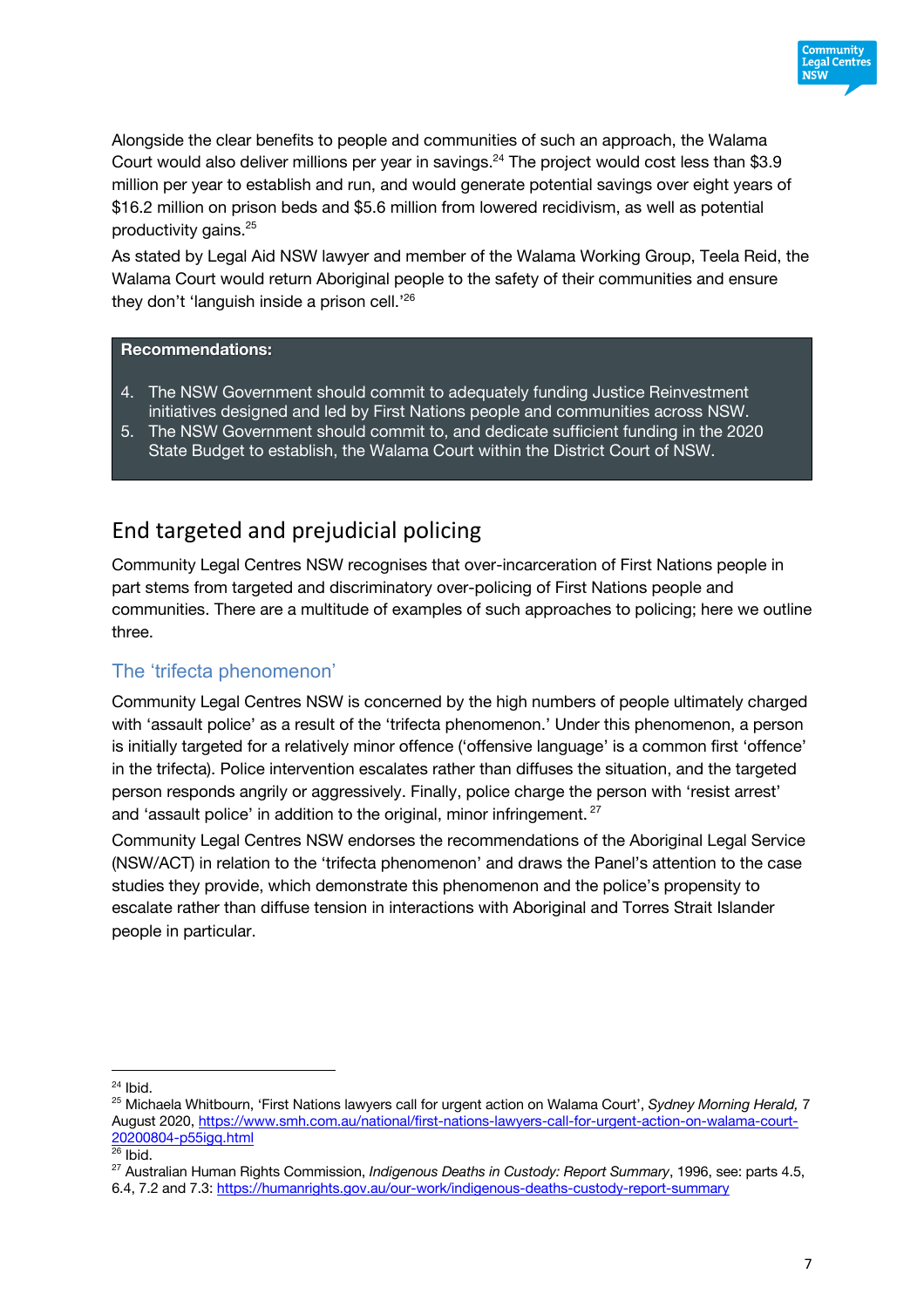Alongside the clear benefits to people and communities of such an approach, the Walama Court would also deliver millions per year in savings.[24] The project would cost less than $3.9 million per year to establish and run, and would generate potential savings over eight years of $16.2 million on prison beds and $5.6 million from lowered recidivism, as well as potential productivity gains.[25]

As stated by Legal Aid NSW lawyer and member of the Walama Working Group, Teela Reid, the Walama Court would return Aboriginal people to the safety of their communities and ensure they don't 'languish inside a prison cell.'[26]

**Recommendations:**

4. The NSW Government should commit to adequately funding Justice Reinvestment initiatives designed and led by First Nations people and communities across NSW.
5. The NSW Government should commit to, and dedicate sufficient funding in the 2020 State Budget to establish, the Walama Court within the District Court of NSW.

## End targeted and prejudicial policing

Community Legal Centres NSW recognises that over-incarceration of First Nations people in part stems from targeted and discriminatory over-policing of First Nations people and communities. There are a multitude of examples of such approaches to policing; here we outline three.

### The 'trifecta phenomenon'

Community Legal Centres NSW is concerned by the high numbers of people ultimately charged with 'assault police' as a result of the 'trifecta phenomenon.' Under this phenomenon, a person is initially targeted for a relatively minor offence ('offensive language' is a common first 'offence' in the trifecta). Police intervention escalates rather than diffuses the situation, and the targeted person responds angrily or aggressively. Finally, police charge the person with 'resist arrest' and 'assault police' in addition to the original, minor infringement.[27]

Community Legal Centres NSW endorses the recommendations of the Aboriginal Legal Service (NSW/ACT) in relation to the 'trifecta phenomenon' and draws the Panel's attention to the case studies they provide, which demonstrate this phenomenon and the police's propensity to escalate rather than diffuse tension in interactions with Aboriginal and Torres Strait Islander people in particular.

---

[24] Ibid.

[25] Michaela Whitbourn, 'First Nations lawyers call for urgent action on Walama Court', *Sydney Morning Herald,* 7 August 2020, https://www.smh.com.au/national/first-nations-lawyers-call-for-urgent-action-on-walama-court-20200804-p55igq.html

[26] Ibid.

[27] Australian Human Rights Commission, *Indigenous Deaths in Custody: Report Summary*, 1996, see: parts 4.5, 6.4, 7.2 and 7.3: https://humanrights.gov.au/our-work/indigenous-deaths-custody-report-summary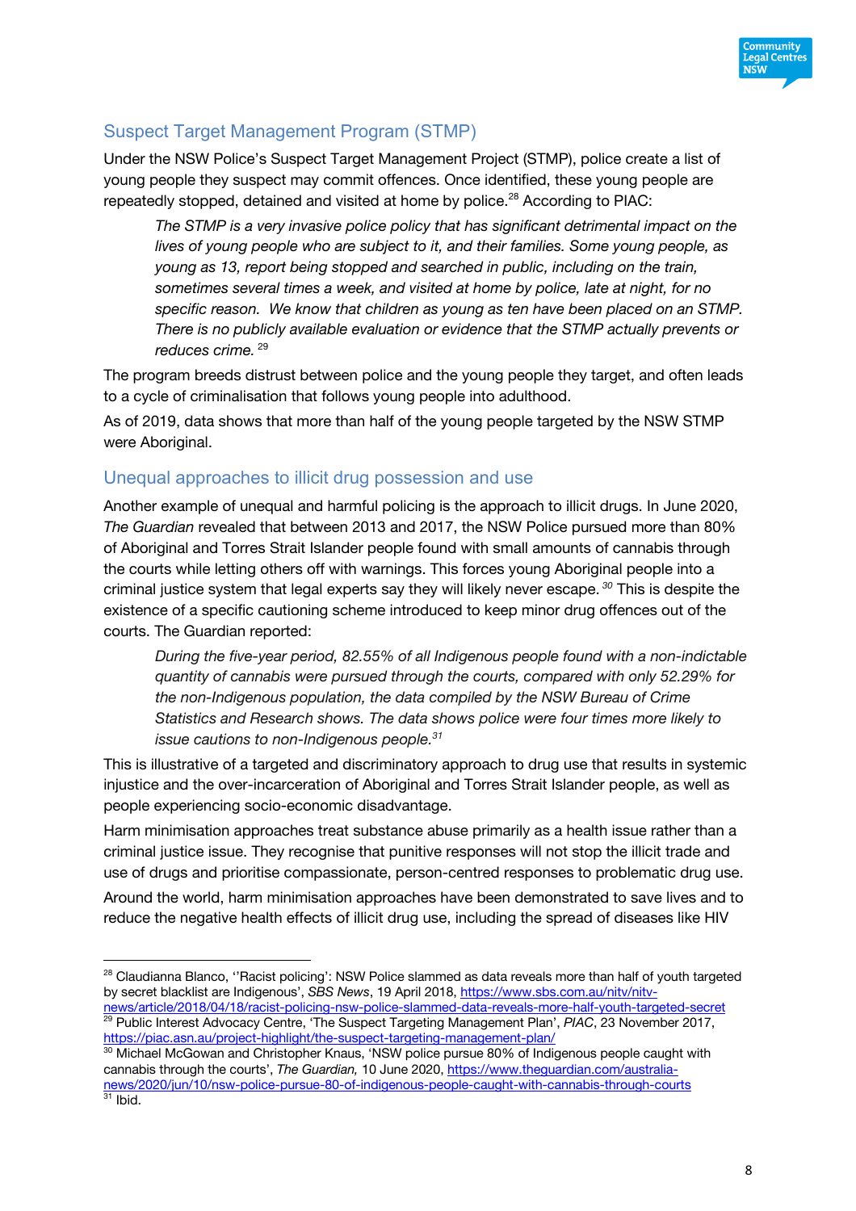## Suspect Target Management Program (STMP)

Under the NSW Police's Suspect Target Management Project (STMP), police create a list of young people they suspect may commit offences. Once identified, these young people are repeatedly stopped, detained and visited at home by police.[28] According to PIAC:

> *The STMP is a very invasive police policy that has significant detrimental impact on the lives of young people who are subject to it, and their families. Some young people, as young as 13, report being stopped and searched in public, including on the train, sometimes several times a week, and visited at home by police, late at night, for no specific reason. We know that children as young as ten have been placed on an STMP. There is no publicly available evaluation or evidence that the STMP actually prevents or reduces crime.* [29]

The program breeds distrust between police and the young people they target, and often leads to a cycle of criminalisation that follows young people into adulthood.

As of 2019, data shows that more than half of the young people targeted by the NSW STMP were Aboriginal.

## Unequal approaches to illicit drug possession and use

Another example of unequal and harmful policing is the approach to illicit drugs. In June 2020, *The Guardian* revealed that between 2013 and 2017, the NSW Police pursued more than 80% of Aboriginal and Torres Strait Islander people found with small amounts of cannabis through the courts while letting others off with warnings. This forces young Aboriginal people into a criminal justice system that legal experts say they will likely never escape. [30] This is despite the existence of a specific cautioning scheme introduced to keep minor drug offences out of the courts. The Guardian reported:

> *During the five-year period, 82.55% of all Indigenous people found with a non-indictable quantity of cannabis were pursued through the courts, compared with only 52.29% for the non-Indigenous population, the data compiled by the NSW Bureau of Crime Statistics and Research shows. The data shows police were four times more likely to issue cautions to non-Indigenous people.*[31]

This is illustrative of a targeted and discriminatory approach to drug use that results in systemic injustice and the over-incarceration of Aboriginal and Torres Strait Islander people, as well as people experiencing socio-economic disadvantage.

Harm minimisation approaches treat substance abuse primarily as a health issue rather than a criminal justice issue. They recognise that punitive responses will not stop the illicit trade and use of drugs and prioritise compassionate, person-centred responses to problematic drug use.

Around the world, harm minimisation approaches have been demonstrated to save lives and to reduce the negative health effects of illicit drug use, including the spread of diseases like HIV

---

[28] Claudianna Blanco, ''Racist policing': NSW Police slammed as data reveals more than half of youth targeted by secret blacklist are Indigenous', *SBS News*, 19 April 2018, https://www.sbs.com.au/nitv/nitv-news/article/2018/04/18/racist-policing-nsw-police-slammed-data-reveals-more-half-youth-targeted-secret

[29] Public Interest Advocacy Centre, 'The Suspect Targeting Management Plan', *PIAC*, 23 November 2017, https://piac.asn.au/project-highlight/the-suspect-targeting-management-plan/

[30] Michael McGowan and Christopher Knaus, 'NSW police pursue 80% of Indigenous people caught with cannabis through the courts', *The Guardian,* 10 June 2020, https://www.theguardian.com/australia-news/2020/jun/10/nsw-police-pursue-80-of-indigenous-people-caught-with-cannabis-through-courts

[31] Ibid.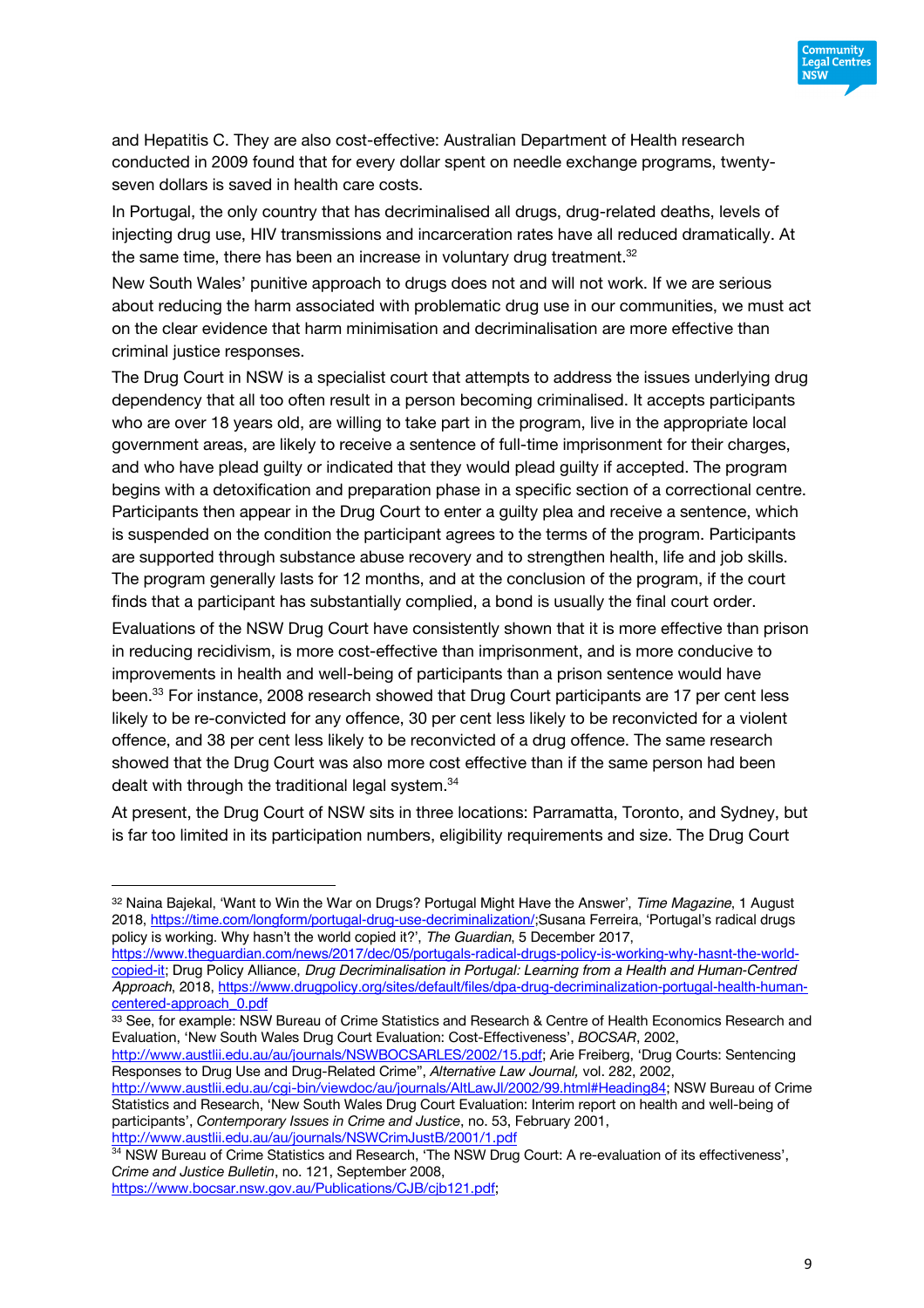and Hepatitis C. They are also cost-effective: Australian Department of Health research conducted in 2009 found that for every dollar spent on needle exchange programs, twenty-seven dollars is saved in health care costs.

In Portugal, the only country that has decriminalised all drugs, drug-related deaths, levels of injecting drug use, HIV transmissions and incarceration rates have all reduced dramatically. At the same time, there has been an increase in voluntary drug treatment.[32]

New South Wales' punitive approach to drugs does not and will not work. If we are serious about reducing the harm associated with problematic drug use in our communities, we must act on the clear evidence that harm minimisation and decriminalisation are more effective than criminal justice responses.

The Drug Court in NSW is a specialist court that attempts to address the issues underlying drug dependency that all too often result in a person becoming criminalised. It accepts participants who are over 18 years old, are willing to take part in the program, live in the appropriate local government areas, are likely to receive a sentence of full-time imprisonment for their charges, and who have plead guilty or indicated that they would plead guilty if accepted. The program begins with a detoxification and preparation phase in a specific section of a correctional centre. Participants then appear in the Drug Court to enter a guilty plea and receive a sentence, which is suspended on the condition the participant agrees to the terms of the program. Participants are supported through substance abuse recovery and to strengthen health, life and job skills. The program generally lasts for 12 months, and at the conclusion of the program, if the court finds that a participant has substantially complied, a bond is usually the final court order.

Evaluations of the NSW Drug Court have consistently shown that it is more effective than prison in reducing recidivism, is more cost-effective than imprisonment, and is more conducive to improvements in health and well-being of participants than a prison sentence would have been.[33] For instance, 2008 research showed that Drug Court participants are 17 per cent less likely to be re-convicted for any offence, 30 per cent less likely to be reconvicted for a violent offence, and 38 per cent less likely to be reconvicted of a drug offence. The same research showed that the Drug Court was also more cost effective than if the same person had been dealt with through the traditional legal system.[34]

At present, the Drug Court of NSW sits in three locations: Parramatta, Toronto, and Sydney, but is far too limited in its participation numbers, eligibility requirements and size. The Drug Court

---

[32] Naina Bajekal, 'Want to Win the War on Drugs? Portugal Might Have the Answer', *Time Magazine*, 1 August 2018, https://time.com/longform/portugal-drug-use-decriminalization/;Susana Ferreira, 'Portugal's radical drugs policy is working. Why hasn't the world copied it?', *The Guardian*, 5 December 2017, https://www.theguardian.com/news/2017/dec/05/portugals-radical-drugs-policy-is-working-why-hasnt-the-world-copied-it; Drug Policy Alliance, *Drug Decriminalisation in Portugal: Learning from a Health and Human-Centred Approach*, 2018, https://www.drugpolicy.org/sites/default/files/dpa-drug-decriminalization-portugal-health-human-centered-approach_0.pdf

[33] See, for example: NSW Bureau of Crime Statistics and Research & Centre of Health Economics Research and Evaluation, 'New South Wales Drug Court Evaluation: Cost-Effectiveness', *BOCSAR*, 2002, http://www.austlii.edu.au/au/journals/NSWBOCSARLES/2002/15.pdf; Arie Freiberg, 'Drug Courts: Sentencing Responses to Drug Use and Drug-Related Crime", *Alternative Law Journal,* vol. 282, 2002, http://www.austlii.edu.au/cgi-bin/viewdoc/au/journals/AltLawJl/2002/99.html#Heading84; NSW Bureau of Crime Statistics and Research, 'New South Wales Drug Court Evaluation: Interim report on health and well-being of participants', *Contemporary Issues in Crime and Justice*, no. 53, February 2001, http://www.austlii.edu.au/au/journals/NSWCrimJustB/2001/1.pdf

[34] NSW Bureau of Crime Statistics and Research, 'The NSW Drug Court: A re-evaluation of its effectiveness', *Crime and Justice Bulletin*, no. 121, September 2008, https://www.bocsar.nsw.gov.au/Publications/CJB/cjb121.pdf;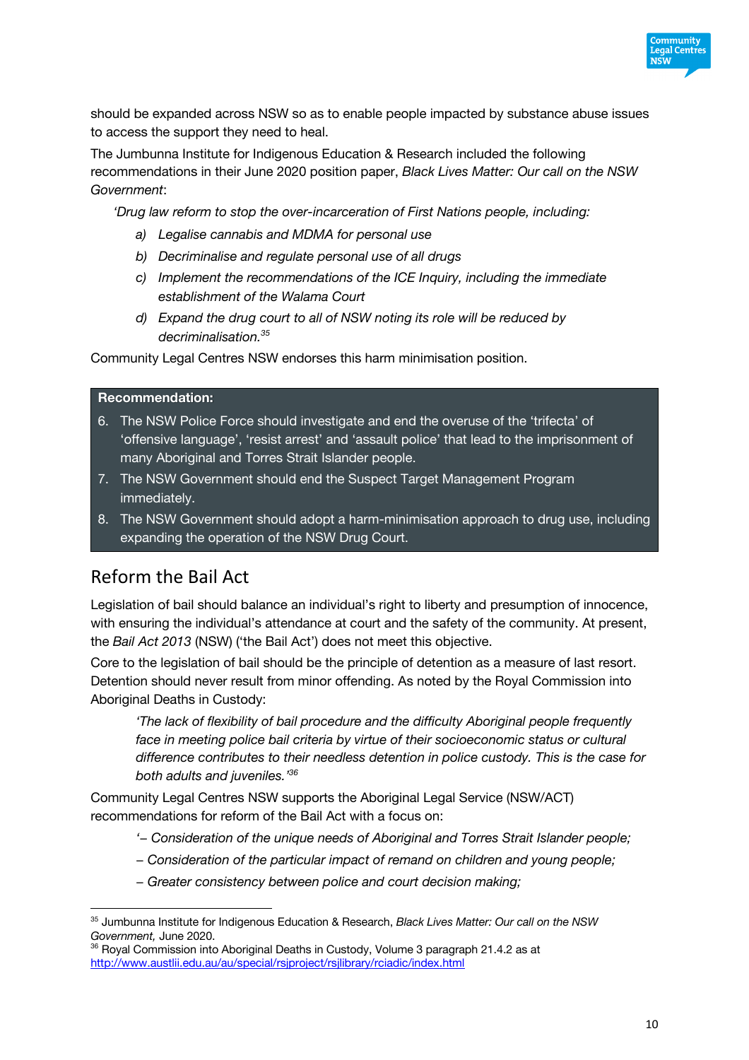should be expanded across NSW so as to enable people impacted by substance abuse issues to access the support they need to heal.

The Jumbunna Institute for Indigenous Education & Research included the following recommendations in their June 2020 position paper, *Black Lives Matter: Our call on the NSW Government*:

> *'Drug law reform to stop the over-incarceration of First Nations people, including:*
>
> *a) Legalise cannabis and MDMA for personal use*
>
> *b) Decriminalise and regulate personal use of all drugs*
>
> *c) Implement the recommendations of the ICE Inquiry, including the immediate establishment of the Walama Court*
>
> *d) Expand the drug court to all of NSW noting its role will be reduced by decriminalisation.*[35]

Community Legal Centres NSW endorses this harm minimisation position.

**Recommendation:**

6. The NSW Police Force should investigate and end the overuse of the 'trifecta' of 'offensive language', 'resist arrest' and 'assault police' that lead to the imprisonment of many Aboriginal and Torres Strait Islander people.
7. The NSW Government should end the Suspect Target Management Program immediately.
8. The NSW Government should adopt a harm-minimisation approach to drug use, including expanding the operation of the NSW Drug Court.

## Reform the Bail Act

Legislation of bail should balance an individual's right to liberty and presumption of innocence, with ensuring the individual's attendance at court and the safety of the community. At present, the *Bail Act 2013* (NSW) ('the Bail Act') does not meet this objective.

Core to the legislation of bail should be the principle of detention as a measure of last resort. Detention should never result from minor offending. As noted by the Royal Commission into Aboriginal Deaths in Custody:

> *'The lack of flexibility of bail procedure and the difficulty Aboriginal people frequently face in meeting police bail criteria by virtue of their socioeconomic status or cultural difference contributes to their needless detention in police custody. This is the case for both adults and juveniles.'*[36]

Community Legal Centres NSW supports the Aboriginal Legal Service (NSW/ACT) recommendations for reform of the Bail Act with a focus on:

> *'– Consideration of the unique needs of Aboriginal and Torres Strait Islander people;*
>
> *– Consideration of the particular impact of remand on children and young people;*
>
> *– Greater consistency between police and court decision making;*

---

[35] Jumbunna Institute for Indigenous Education & Research, *Black Lives Matter: Our call on the NSW Government,* June 2020.

[36] Royal Commission into Aboriginal Deaths in Custody, Volume 3 paragraph 21.4.2 as at http://www.austlii.edu.au/au/special/rsjproject/rsjlibrary/rciadic/index.html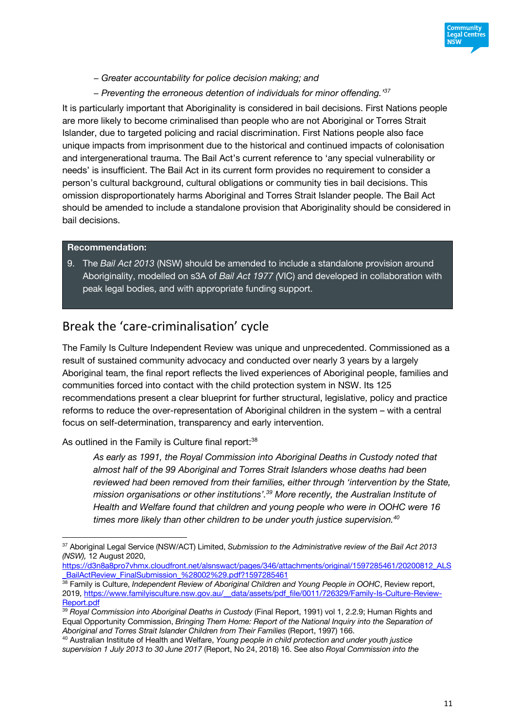– *Greater accountability for police decision making; and*

– *Preventing the erroneous detention of individuals for minor offending.'*[37]

It is particularly important that Aboriginality is considered in bail decisions. First Nations people are more likely to become criminalised than people who are not Aboriginal or Torres Strait Islander, due to targeted policing and racial discrimination. First Nations people also face unique impacts from imprisonment due to the historical and continued impacts of colonisation and intergenerational trauma. The Bail Act's current reference to 'any special vulnerability or needs' is insufficient. The Bail Act in its current form provides no requirement to consider a person's cultural background, cultural obligations or community ties in bail decisions. This omission disproportionately harms Aboriginal and Torres Strait Islander people. The Bail Act should be amended to include a standalone provision that Aboriginality should be considered in bail decisions.

**Recommendation:**

9. The *Bail Act 2013* (NSW) should be amended to include a standalone provision around Aboriginality, modelled on s3A of *Bail Act 1977 (*VIC) and developed in collaboration with peak legal bodies, and with appropriate funding support.

## Break the 'care-criminalisation' cycle

The Family Is Culture Independent Review was unique and unprecedented. Commissioned as a result of sustained community advocacy and conducted over nearly 3 years by a largely Aboriginal team, the final report reflects the lived experiences of Aboriginal people, families and communities forced into contact with the child protection system in NSW. Its 125 recommendations present a clear blueprint for further structural, legislative, policy and practice reforms to reduce the over-representation of Aboriginal children in the system – with a central focus on self-determination, transparency and early intervention.

As outlined in the Family is Culture final report:[38]

> *As early as 1991, the Royal Commission into Aboriginal Deaths in Custody noted that almost half of the 99 Aboriginal and Torres Strait Islanders whose deaths had been reviewed had been removed from their families, either through 'intervention by the State, mission organisations or other institutions'.*[39] *More recently, the Australian Institute of Health and Welfare found that children and young people who were in OOHC were 16 times more likely than other children to be under youth justice supervision.*[40]

---

[37] Aboriginal Legal Service (NSW/ACT) Limited, *Submission to the Administrative review of the Bail Act 2013 (NSW),* 12 August 2020, https://d3n8a8pro7vhmx.cloudfront.net/alsnswact/pages/346/attachments/original/1597285461/20200812_ALS_BailActReview_FinalSubmission_%28002%29.pdf?1597285461

[38] Family is Culture, *Independent Review of Aboriginal Children and Young People in OOHC*, Review report, 2019, https://www.familyisculture.nsw.gov.au/__data/assets/pdf_file/0011/726329/Family-Is-Culture-Review-Report.pdf

[39] *Royal Commission into Aboriginal Deaths in Custody* (Final Report, 1991) vol 1, 2.2.9; Human Rights and Equal Opportunity Commission, *Bringing Them Home: Report of the National Inquiry into the Separation of Aboriginal and Torres Strait Islander Children from Their Families* (Report, 1997) 166.

[40] Australian Institute of Health and Welfare, *Young people in child protection and under youth justice supervision 1 July 2013 to 30 June 2017* (Report, No 24, 2018) 16. See also *Royal Commission into the*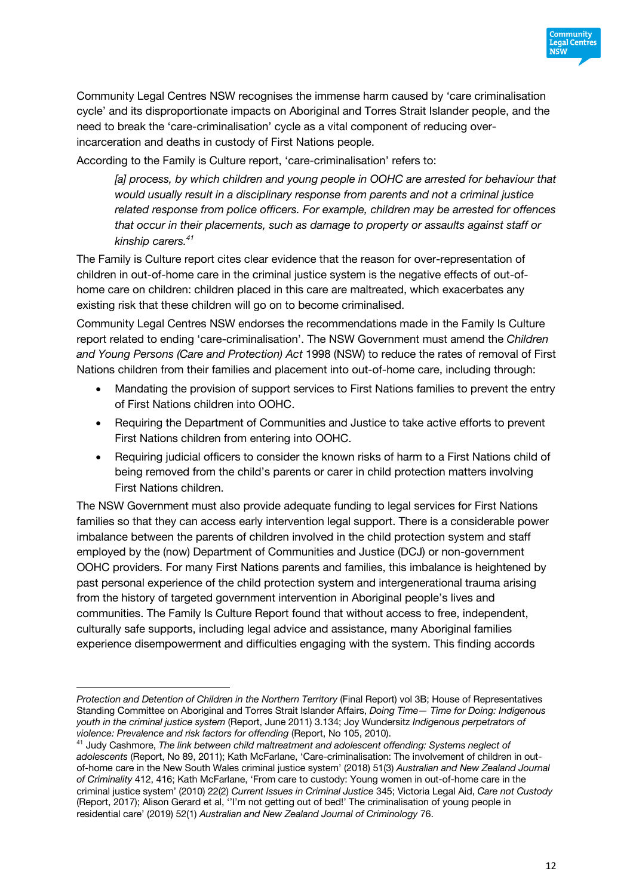Community Legal Centres NSW recognises the immense harm caused by 'care criminalisation cycle' and its disproportionate impacts on Aboriginal and Torres Strait Islander people, and the need to break the 'care-criminalisation' cycle as a vital component of reducing over-incarceration and deaths in custody of First Nations people.

According to the Family is Culture report, 'care-criminalisation' refers to:

> *[a] process, by which children and young people in OOHC are arrested for behaviour that would usually result in a disciplinary response from parents and not a criminal justice related response from police officers. For example, children may be arrested for offences that occur in their placements, such as damage to property or assaults against staff or kinship carers.*[41]

The Family is Culture report cites clear evidence that the reason for over-representation of children in out-of-home care in the criminal justice system is the negative effects of out-of-home care on children: children placed in this care are maltreated, which exacerbates any existing risk that these children will go on to become criminalised.

Community Legal Centres NSW endorses the recommendations made in the Family Is Culture report related to ending 'care-criminalisation'. The NSW Government must amend the *Children and Young Persons (Care and Protection) Act* 1998 (NSW) to reduce the rates of removal of First Nations children from their families and placement into out-of-home care, including through:

- Mandating the provision of support services to First Nations families to prevent the entry of First Nations children into OOHC.
- Requiring the Department of Communities and Justice to take active efforts to prevent First Nations children from entering into OOHC.
- Requiring judicial officers to consider the known risks of harm to a First Nations child of being removed from the child's parents or carer in child protection matters involving First Nations children.

The NSW Government must also provide adequate funding to legal services for First Nations families so that they can access early intervention legal support. There is a considerable power imbalance between the parents of children involved in the child protection system and staff employed by the (now) Department of Communities and Justice (DCJ) or non-government OOHC providers. For many First Nations parents and families, this imbalance is heightened by past personal experience of the child protection system and intergenerational trauma arising from the history of targeted government intervention in Aboriginal people's lives and communities. The Family Is Culture Report found that without access to free, independent, culturally safe supports, including legal advice and assistance, many Aboriginal families experience disempowerment and difficulties engaging with the system. This finding accords

---

*Protection and Detention of Children in the Northern Territory* (Final Report) vol 3B; House of Representatives Standing Committee on Aboriginal and Torres Strait Islander Affairs, *Doing Time— Time for Doing: Indigenous youth in the criminal justice system* (Report, June 2011) 3.134; Joy Wundersitz *Indigenous perpetrators of violence: Prevalence and risk factors for offending* (Report, No 105, 2010).

[41] Judy Cashmore, *The link between child maltreatment and adolescent offending: Systems neglect of adolescents* (Report, No 89, 2011); Kath McFarlane, 'Care-criminalisation: The involvement of children in out-of-home care in the New South Wales criminal justice system' (2018) 51(3) *Australian and New Zealand Journal of Criminality* 412, 416; Kath McFarlane, 'From care to custody: Young women in out-of-home care in the criminal justice system' (2010) 22(2) *Current Issues in Criminal Justice* 345; Victoria Legal Aid, *Care not Custody* (Report, 2017); Alison Gerard et al, ''I'm not getting out of bed!' The criminalisation of young people in residential care' (2019) 52(1) *Australian and New Zealand Journal of Criminology* 76.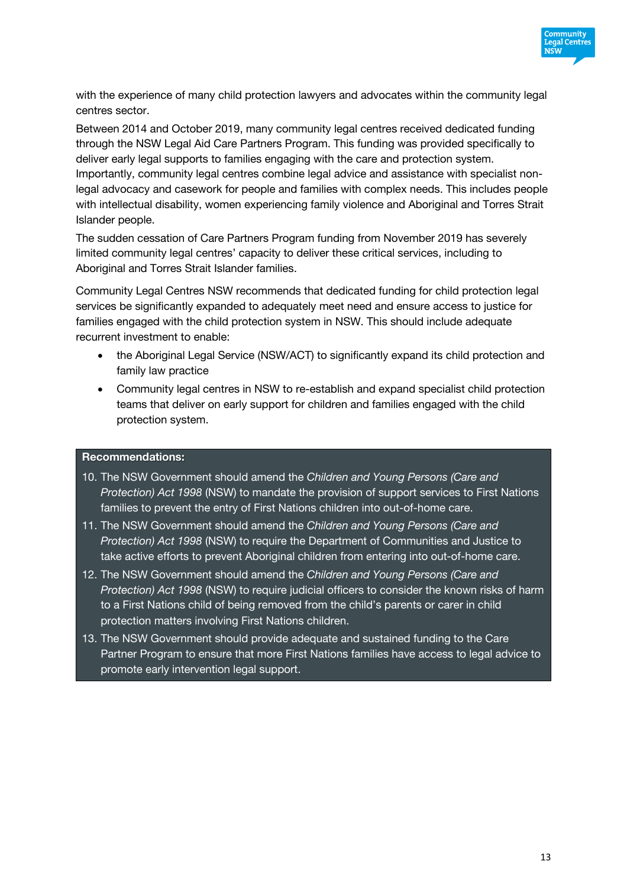with the experience of many child protection lawyers and advocates within the community legal centres sector.

Between 2014 and October 2019, many community legal centres received dedicated funding through the NSW Legal Aid Care Partners Program. This funding was provided specifically to deliver early legal supports to families engaging with the care and protection system. Importantly, community legal centres combine legal advice and assistance with specialist non-legal advocacy and casework for people and families with complex needs. This includes people with intellectual disability, women experiencing family violence and Aboriginal and Torres Strait Islander people.

The sudden cessation of Care Partners Program funding from November 2019 has severely limited community legal centres' capacity to deliver these critical services, including to Aboriginal and Torres Strait Islander families.

Community Legal Centres NSW recommends that dedicated funding for child protection legal services be significantly expanded to adequately meet need and ensure access to justice for families engaged with the child protection system in NSW. This should include adequate recurrent investment to enable:

- the Aboriginal Legal Service (NSW/ACT) to significantly expand its child protection and family law practice
- Community legal centres in NSW to re-establish and expand specialist child protection teams that deliver on early support for children and families engaged with the child protection system.

**Recommendations:**

10. The NSW Government should amend the *Children and Young Persons (Care and Protection) Act 1998* (NSW) to mandate the provision of support services to First Nations families to prevent the entry of First Nations children into out-of-home care.
11. The NSW Government should amend the *Children and Young Persons (Care and Protection) Act 1998* (NSW) to require the Department of Communities and Justice to take active efforts to prevent Aboriginal children from entering into out-of-home care.
12. The NSW Government should amend the *Children and Young Persons (Care and Protection) Act 1998* (NSW) to require judicial officers to consider the known risks of harm to a First Nations child of being removed from the child's parents or carer in child protection matters involving First Nations children.
13. The NSW Government should provide adequate and sustained funding to the Care Partner Program to ensure that more First Nations families have access to legal advice to promote early intervention legal support.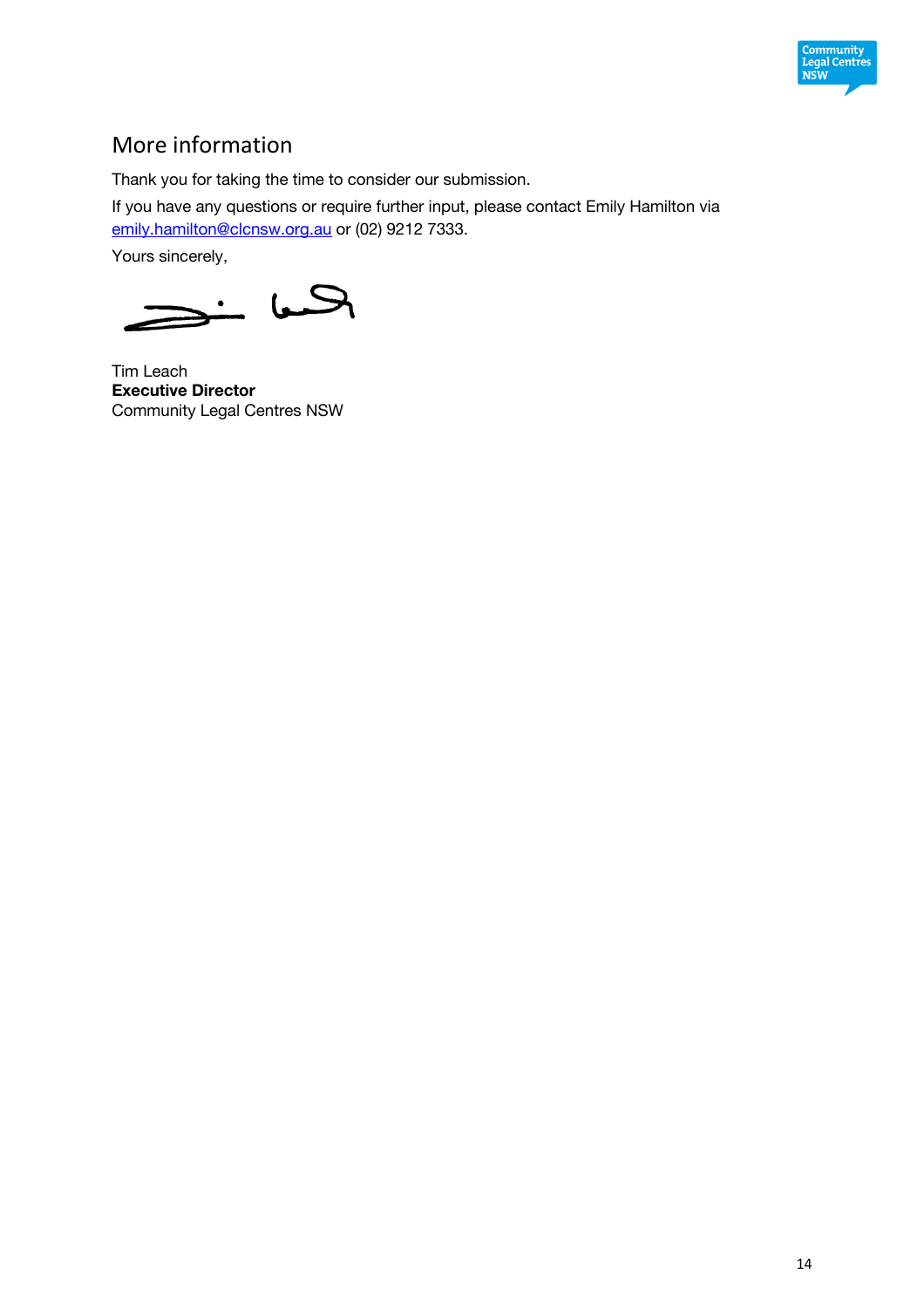## More information

Thank you for taking the time to consider our submission.

If you have any questions or require further input, please contact Emily Hamilton via emily.hamilton@clcnsw.org.au or (02) 9212 7333.

Yours sincerely,

Tim Leach
**Executive Director**
Community Legal Centres NSW